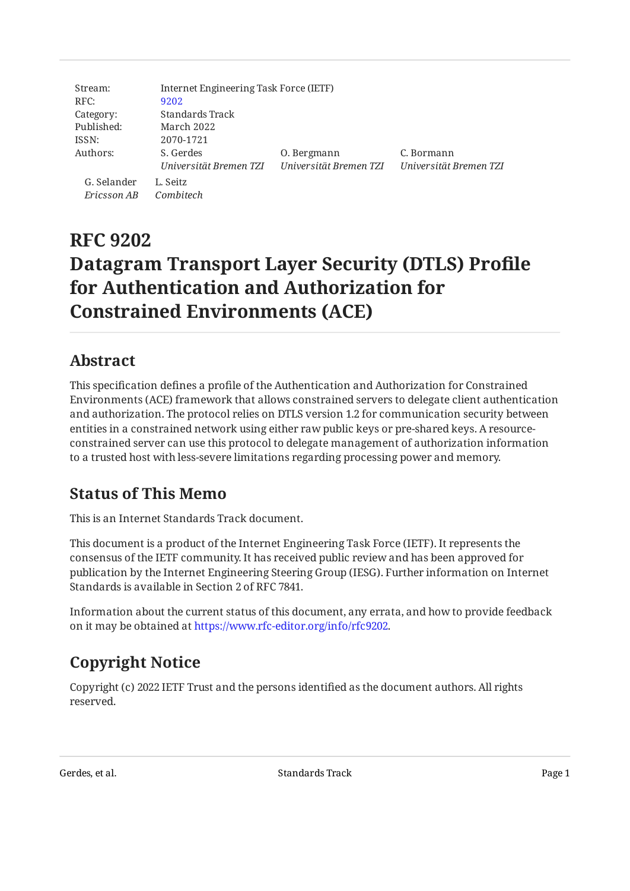| Stream: | Internet Engineering Task Force (IETF) | | |
|---|---|---|---|
| RFC: | 9202 | | |
| Category: | Standards Track | | |
| Published: | March 2022 | | |
| ISSN: | 2070-1721 | | |
| Authors: | S. Gerdes | O. Bergmann | C. Bormann |
| | *Universität Bremen TZI* | *Universität Bremen TZI* | *Universität Bremen TZI* |

| G. Selander | L. Seitz |
|---|---|
| *Ericsson AB* | *Combitech* |

# RFC 9202
# Datagram Transport Layer Security (DTLS) Profile for Authentication and Authorization for Constrained Environments (ACE)

## Abstract

This specification defines a profile of the Authentication and Authorization for Constrained Environments (ACE) framework that allows constrained servers to delegate client authentication and authorization. The protocol relies on DTLS version 1.2 for communication security between entities in a constrained network using either raw public keys or pre-shared keys. A resource-constrained server can use this protocol to delegate management of authorization information to a trusted host with less-severe limitations regarding processing power and memory.

## Status of This Memo

This is an Internet Standards Track document.

This document is a product of the Internet Engineering Task Force (IETF). It represents the consensus of the IETF community. It has received public review and has been approved for publication by the Internet Engineering Steering Group (IESG). Further information on Internet Standards is available in Section 2 of RFC 7841.

Information about the current status of this document, any errata, and how to provide feedback on it may be obtained at https://www.rfc-editor.org/info/rfc9202.

## Copyright Notice

Copyright (c) 2022 IETF Trust and the persons identified as the document authors. All rights reserved.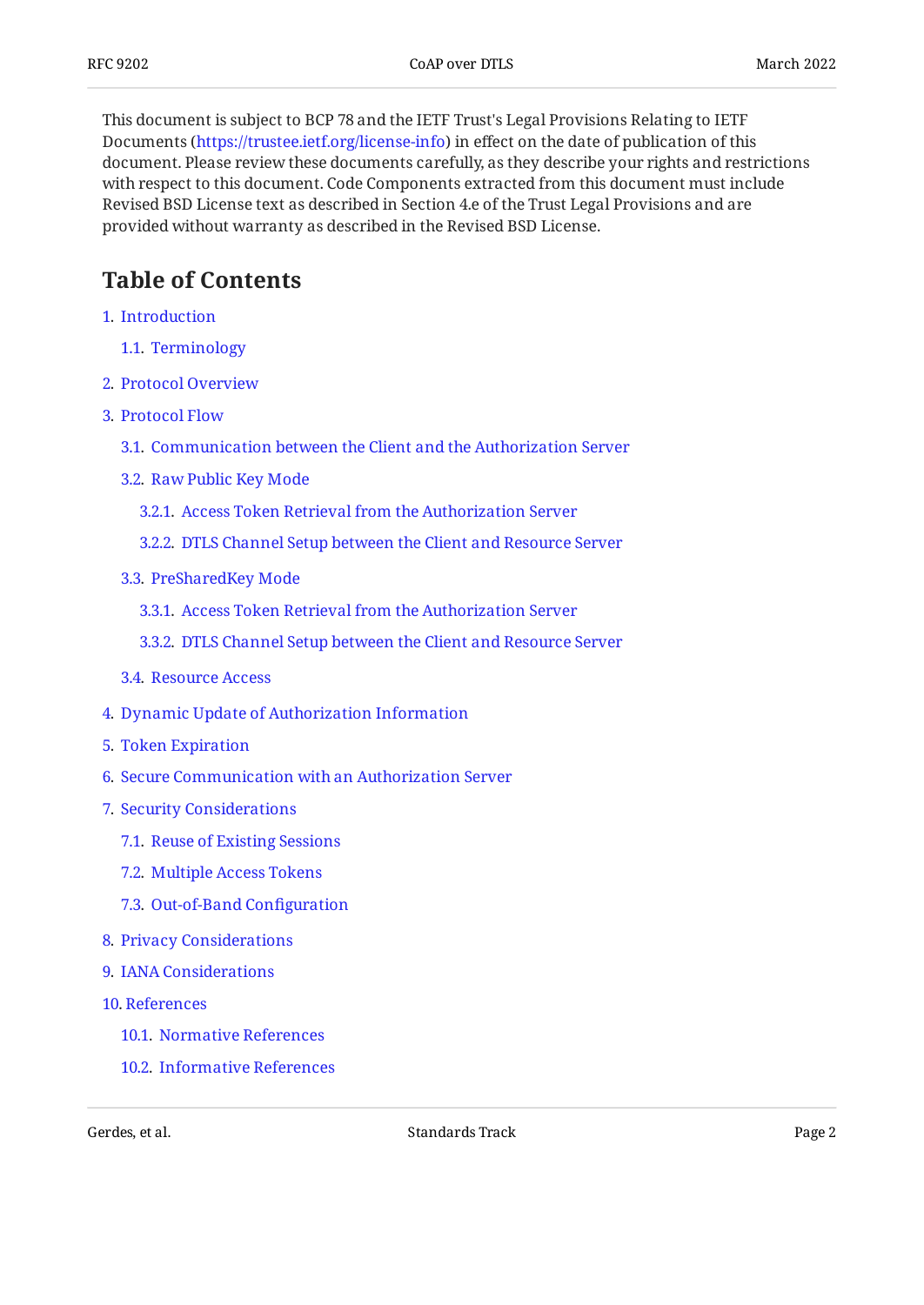This document is subject to BCP 78 and the IETF Trust's Legal Provisions Relating to IETF Documents (https://trustee.ietf.org/license-info) in effect on the date of publication of this document. Please review these documents carefully, as they describe your rights and restrictions with respect to this document. Code Components extracted from this document must include Revised BSD License text as described in Section 4.e of the Trust Legal Provisions and are provided without warranty as described in the Revised BSD License.

## Table of Contents

1. Introduction
   - 1.1. Terminology
2. Protocol Overview
3. Protocol Flow
   - 3.1. Communication between the Client and the Authorization Server
   - 3.2. Raw Public Key Mode
     - 3.2.1. Access Token Retrieval from the Authorization Server
     - 3.2.2. DTLS Channel Setup between the Client and Resource Server
   - 3.3. PreSharedKey Mode
     - 3.3.1. Access Token Retrieval from the Authorization Server
     - 3.3.2. DTLS Channel Setup between the Client and Resource Server
   - 3.4. Resource Access
4. Dynamic Update of Authorization Information
5. Token Expiration
6. Secure Communication with an Authorization Server
7. Security Considerations
   - 7.1. Reuse of Existing Sessions
   - 7.2. Multiple Access Tokens
   - 7.3. Out-of-Band Configuration
8. Privacy Considerations
9. IANA Considerations
10. References
    - 10.1. Normative References
    - 10.2. Informative References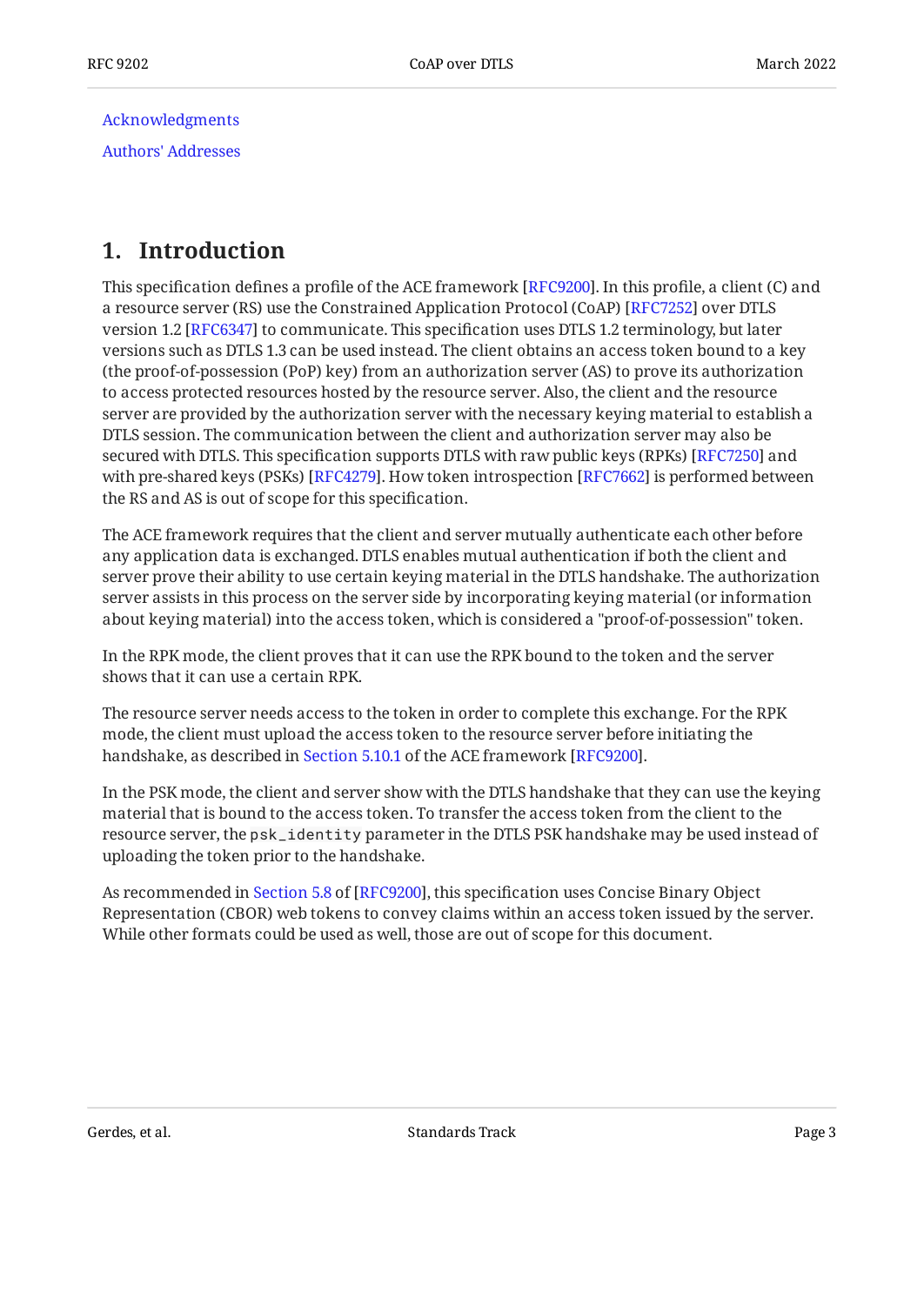Acknowledgments

Authors' Addresses

# 1. Introduction

This specification defines a profile of the ACE framework [RFC9200]. In this profile, a client (C) and a resource server (RS) use the Constrained Application Protocol (CoAP) [RFC7252] over DTLS version 1.2 [RFC6347] to communicate. This specification uses DTLS 1.2 terminology, but later versions such as DTLS 1.3 can be used instead. The client obtains an access token bound to a key (the proof-of-possession (PoP) key) from an authorization server (AS) to prove its authorization to access protected resources hosted by the resource server. Also, the client and the resource server are provided by the authorization server with the necessary keying material to establish a DTLS session. The communication between the client and authorization server may also be secured with DTLS. This specification supports DTLS with raw public keys (RPKs) [RFC7250] and with pre-shared keys (PSKs) [RFC4279]. How token introspection [RFC7662] is performed between the RS and AS is out of scope for this specification.

The ACE framework requires that the client and server mutually authenticate each other before any application data is exchanged. DTLS enables mutual authentication if both the client and server prove their ability to use certain keying material in the DTLS handshake. The authorization server assists in this process on the server side by incorporating keying material (or information about keying material) into the access token, which is considered a "proof-of-possession" token.

In the RPK mode, the client proves that it can use the RPK bound to the token and the server shows that it can use a certain RPK.

The resource server needs access to the token in order to complete this exchange. For the RPK mode, the client must upload the access token to the resource server before initiating the handshake, as described in Section 5.10.1 of the ACE framework [RFC9200].

In the PSK mode, the client and server show with the DTLS handshake that they can use the keying material that is bound to the access token. To transfer the access token from the client to the resource server, the `psk_identity` parameter in the DTLS PSK handshake may be used instead of uploading the token prior to the handshake.

As recommended in Section 5.8 of [RFC9200], this specification uses Concise Binary Object Representation (CBOR) web tokens to convey claims within an access token issued by the server. While other formats could be used as well, those are out of scope for this document.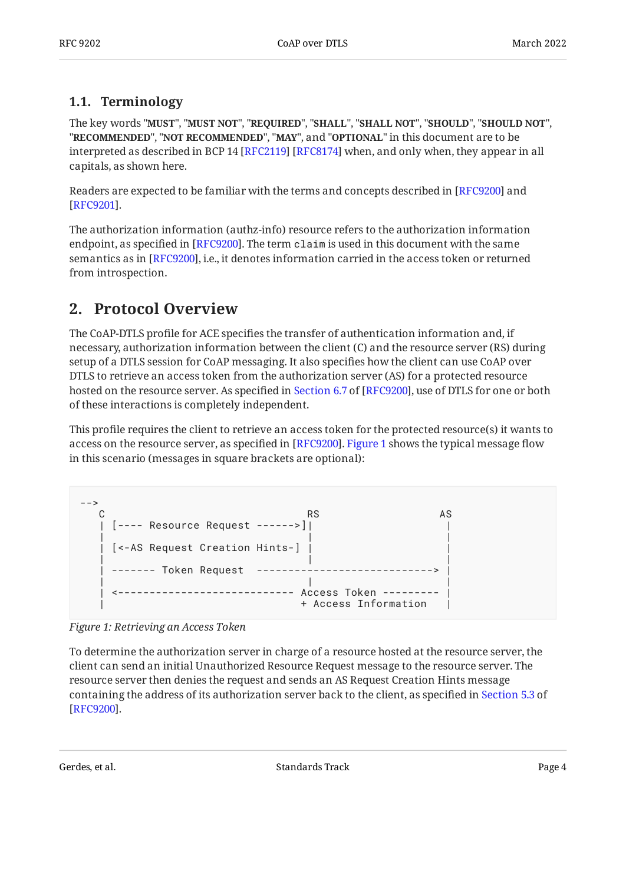### 1.1. Terminology

The key words "**MUST**", "**MUST NOT**", "**REQUIRED**", "**SHALL**", "**SHALL NOT**", "**SHOULD**", "**SHOULD NOT**", "**RECOMMENDED**", "**NOT RECOMMENDED**", "**MAY**", and "**OPTIONAL**" in this document are to be interpreted as described in BCP 14 [RFC2119] [RFC8174] when, and only when, they appear in all capitals, as shown here.

Readers are expected to be familiar with the terms and concepts described in [RFC9200] and [RFC9201].

The authorization information (authz-info) resource refers to the authorization information endpoint, as specified in [RFC9200]. The term `claim` is used in this document with the same semantics as in [RFC9200], i.e., it denotes information carried in the access token or returned from introspection.

## 2. Protocol Overview

The CoAP-DTLS profile for ACE specifies the transfer of authentication information and, if necessary, authorization information between the client (C) and the resource server (RS) during setup of a DTLS session for CoAP messaging. It also specifies how the client can use CoAP over DTLS to retrieve an access token from the authorization server (AS) for a protected resource hosted on the resource server. As specified in Section 6.7 of [RFC9200], use of DTLS for one or both of these interactions is completely independent.

This profile requires the client to retrieve an access token for the protected resource(s) it wants to access on the resource server, as specified in [RFC9200]. Figure 1 shows the typical message flow in this scenario (messages in square brackets are optional):

```
-->
   C                                RS                   AS
   | [---- Resource Request ------>]|                     |
   |                                |                     |
   | [<-AS Request Creation Hints-] |                     |
   |                                |                     |
   | ------- Token Request  ----------------------------> |
   |                                |                     |
   | <---------------------------- Access Token --------- |
   |                               + Access Information   |
```

*Figure 1: Retrieving an Access Token*

To determine the authorization server in charge of a resource hosted at the resource server, the client can send an initial Unauthorized Resource Request message to the resource server. The resource server then denies the request and sends an AS Request Creation Hints message containing the address of its authorization server back to the client, as specified in Section 5.3 of [RFC9200].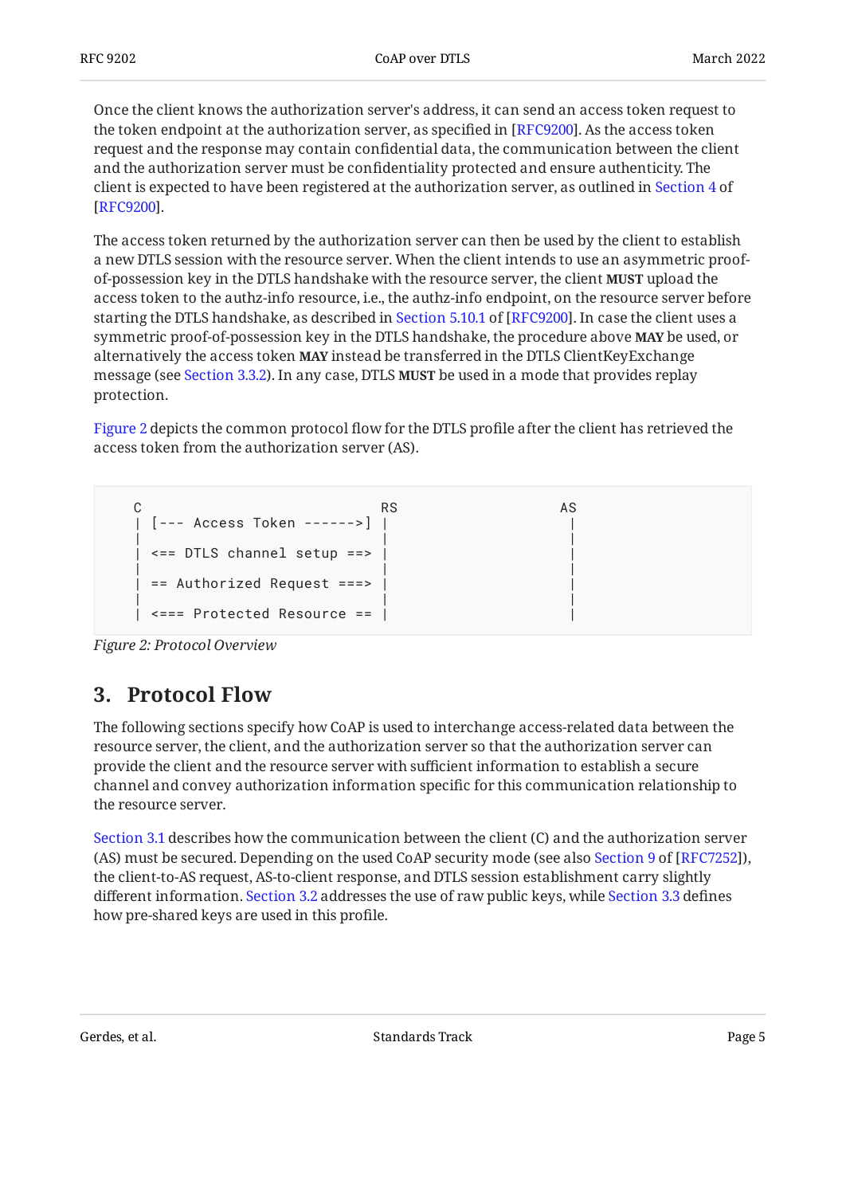Once the client knows the authorization server's address, it can send an access token request to the token endpoint at the authorization server, as specified in [RFC9200]. As the access token request and the response may contain confidential data, the communication between the client and the authorization server must be confidentiality protected and ensure authenticity. The client is expected to have been registered at the authorization server, as outlined in Section 4 of [RFC9200].

The access token returned by the authorization server can then be used by the client to establish a new DTLS session with the resource server. When the client intends to use an asymmetric proof-of-possession key in the DTLS handshake with the resource server, the client **MUST** upload the access token to the authz-info resource, i.e., the authz-info endpoint, on the resource server before starting the DTLS handshake, as described in Section 5.10.1 of [RFC9200]. In case the client uses a symmetric proof-of-possession key in the DTLS handshake, the procedure above **MAY** be used, or alternatively the access token **MAY** instead be transferred in the DTLS ClientKeyExchange message (see Section 3.3.2). In any case, DTLS **MUST** be used in a mode that provides replay protection.

Figure 2 depicts the common protocol flow for the DTLS profile after the client has retrieved the access token from the authorization server (AS).

```
   C                             RS                   AS
   | [--- Access Token ------>] |                     |
   |                            |                     |
   | <== DTLS channel setup ==> |                     |
   |                            |                     |
   | == Authorized Request ===> |                     |
   |                            |                     |
   | <=== Protected Resource == |                     |
```

*Figure 2: Protocol Overview*

## 3. Protocol Flow

The following sections specify how CoAP is used to interchange access-related data between the resource server, the client, and the authorization server so that the authorization server can provide the client and the resource server with sufficient information to establish a secure channel and convey authorization information specific for this communication relationship to the resource server.

Section 3.1 describes how the communication between the client (C) and the authorization server (AS) must be secured. Depending on the used CoAP security mode (see also Section 9 of [RFC7252]), the client-to-AS request, AS-to-client response, and DTLS session establishment carry slightly different information. Section 3.2 addresses the use of raw public keys, while Section 3.3 defines how pre-shared keys are used in this profile.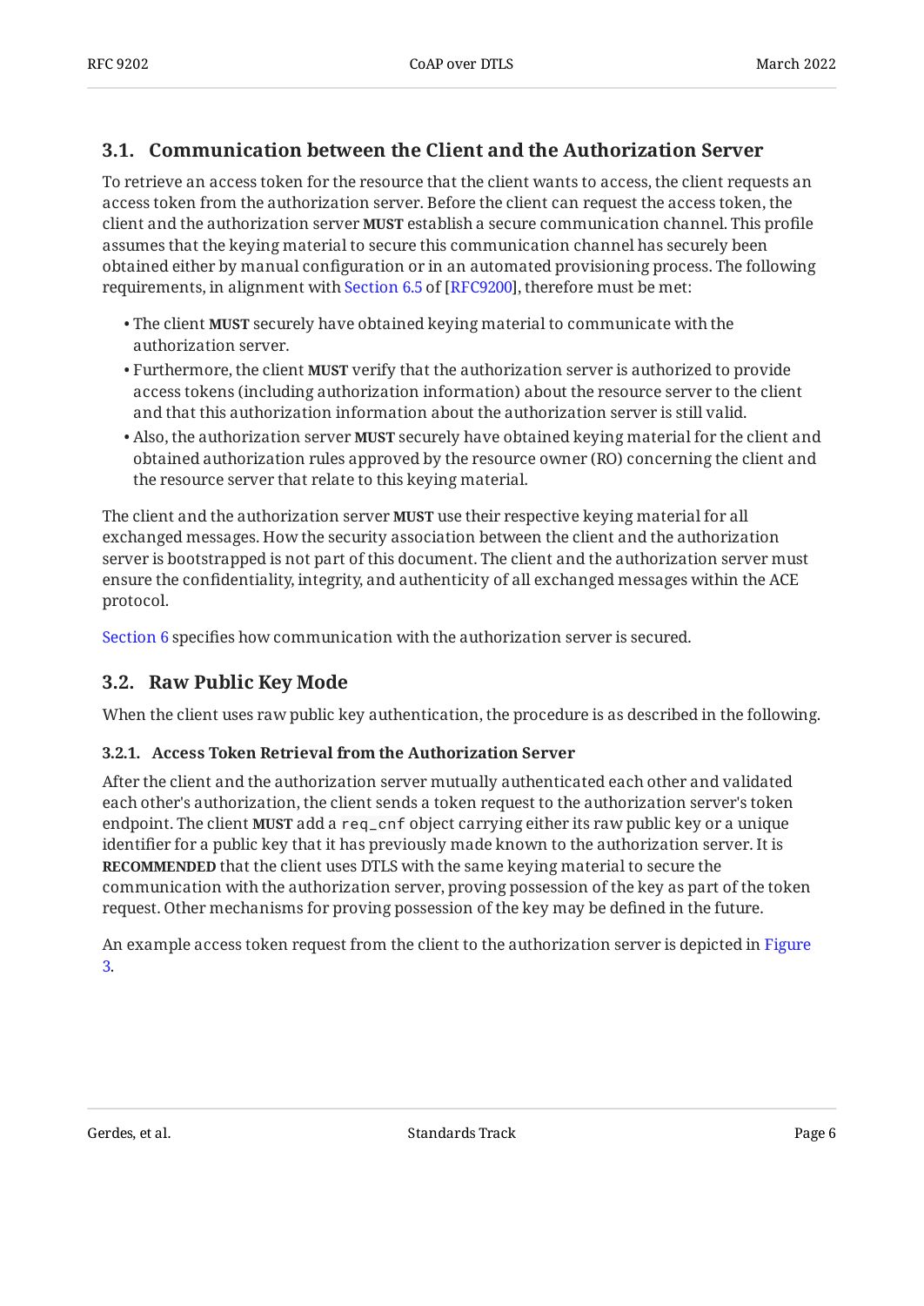## 3.1. Communication between the Client and the Authorization Server

To retrieve an access token for the resource that the client wants to access, the client requests an access token from the authorization server. Before the client can request the access token, the client and the authorization server **MUST** establish a secure communication channel. This profile assumes that the keying material to secure this communication channel has securely been obtained either by manual configuration or in an automated provisioning process. The following requirements, in alignment with Section 6.5 of [RFC9200], therefore must be met:

- The client **MUST** securely have obtained keying material to communicate with the authorization server.
- Furthermore, the client **MUST** verify that the authorization server is authorized to provide access tokens (including authorization information) about the resource server to the client and that this authorization information about the authorization server is still valid.
- Also, the authorization server **MUST** securely have obtained keying material for the client and obtained authorization rules approved by the resource owner (RO) concerning the client and the resource server that relate to this keying material.

The client and the authorization server **MUST** use their respective keying material for all exchanged messages. How the security association between the client and the authorization server is bootstrapped is not part of this document. The client and the authorization server must ensure the confidentiality, integrity, and authenticity of all exchanged messages within the ACE protocol.

Section 6 specifies how communication with the authorization server is secured.

## 3.2. Raw Public Key Mode

When the client uses raw public key authentication, the procedure is as described in the following.

### 3.2.1. Access Token Retrieval from the Authorization Server

After the client and the authorization server mutually authenticated each other and validated each other's authorization, the client sends a token request to the authorization server's token endpoint. The client **MUST** add a `req_cnf` object carrying either its raw public key or a unique identifier for a public key that it has previously made known to the authorization server. It is **RECOMMENDED** that the client uses DTLS with the same keying material to secure the communication with the authorization server, proving possession of the key as part of the token request. Other mechanisms for proving possession of the key may be defined in the future.

An example access token request from the client to the authorization server is depicted in Figure 3.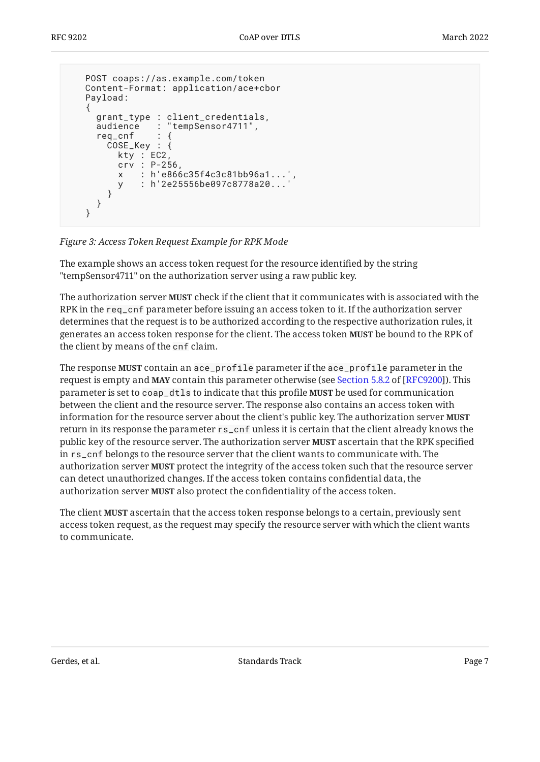```
POST coaps://as.example.com/token
Content-Format: application/ace+cbor
Payload:
{
  grant_type : client_credentials,
  audience   : "tempSensor4711",
  req_cnf    : {
    COSE_Key : {
      kty : EC2,
      crv : P-256,
      x   : h'e866c35f4c3c81bb96a1...',
      y   : h'2e25556be097c8778a20...'
    }
  }
}
```

*Figure 3: Access Token Request Example for RPK Mode*

The example shows an access token request for the resource identified by the string "tempSensor4711" on the authorization server using a raw public key.

The authorization server **MUST** check if the client that it communicates with is associated with the RPK in the `req_cnf` parameter before issuing an access token to it. If the authorization server determines that the request is to be authorized according to the respective authorization rules, it generates an access token response for the client. The access token **MUST** be bound to the RPK of the client by means of the `cnf` claim.

The response **MUST** contain an `ace_profile` parameter if the `ace_profile` parameter in the request is empty and **MAY** contain this parameter otherwise (see Section 5.8.2 of [RFC9200]). This parameter is set to `coap_dtls` to indicate that this profile **MUST** be used for communication between the client and the resource server. The response also contains an access token with information for the resource server about the client's public key. The authorization server **MUST** return in its response the parameter `rs_cnf` unless it is certain that the client already knows the public key of the resource server. The authorization server **MUST** ascertain that the RPK specified in `rs_cnf` belongs to the resource server that the client wants to communicate with. The authorization server **MUST** protect the integrity of the access token such that the resource server can detect unauthorized changes. If the access token contains confidential data, the authorization server **MUST** also protect the confidentiality of the access token.

The client **MUST** ascertain that the access token response belongs to a certain, previously sent access token request, as the request may specify the resource server with which the client wants to communicate.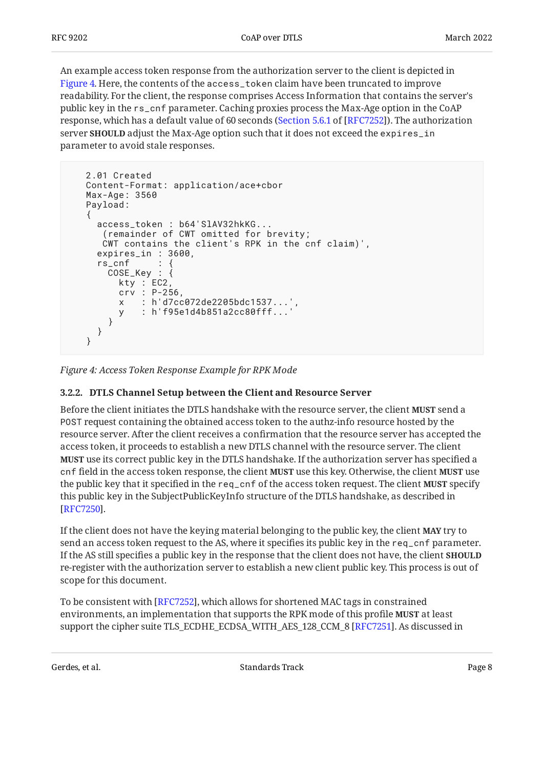An example access token response from the authorization server to the client is depicted in Figure 4. Here, the contents of the `access_token` claim have been truncated to improve readability. For the client, the response comprises Access Information that contains the server's public key in the `rs_cnf` parameter. Caching proxies process the Max-Age option in the CoAP response, which has a default value of 60 seconds (Section 5.6.1 of [RFC7252]). The authorization server **SHOULD** adjust the Max-Age option such that it does not exceed the `expires_in` parameter to avoid stale responses.

```
2.01 Created
Content-Format: application/ace+cbor
Max-Age: 3560
Payload:
{
  access_token : b64'SlAV32hkKG...
   (remainder of CWT omitted for brevity;
   CWT contains the client's RPK in the cnf claim)',
  expires_in : 3600,
  rs_cnf     : {
    COSE_Key : {
      kty : EC2,
      crv : P-256,
      x   : h'd7cc072de2205bdc1537...',
      y   : h'f95e1d4b851a2cc80fff...'
    }
  }
}
```

*Figure 4: Access Token Response Example for RPK Mode*

### 3.2.2. DTLS Channel Setup between the Client and Resource Server

Before the client initiates the DTLS handshake with the resource server, the client **MUST** send a `POST` request containing the obtained access token to the authz-info resource hosted by the resource server. After the client receives a confirmation that the resource server has accepted the access token, it proceeds to establish a new DTLS channel with the resource server. The client **MUST** use its correct public key in the DTLS handshake. If the authorization server has specified a `cnf` field in the access token response, the client **MUST** use this key. Otherwise, the client **MUST** use the public key that it specified in the `req_cnf` of the access token request. The client **MUST** specify this public key in the SubjectPublicKeyInfo structure of the DTLS handshake, as described in [RFC7250].

If the client does not have the keying material belonging to the public key, the client **MAY** try to send an access token request to the AS, where it specifies its public key in the `req_cnf` parameter. If the AS still specifies a public key in the response that the client does not have, the client **SHOULD** re-register with the authorization server to establish a new client public key. This process is out of scope for this document.

To be consistent with [RFC7252], which allows for shortened MAC tags in constrained environments, an implementation that supports the RPK mode of this profile **MUST** at least support the cipher suite TLS_ECDHE_ECDSA_WITH_AES_128_CCM_8 [RFC7251]. As discussed in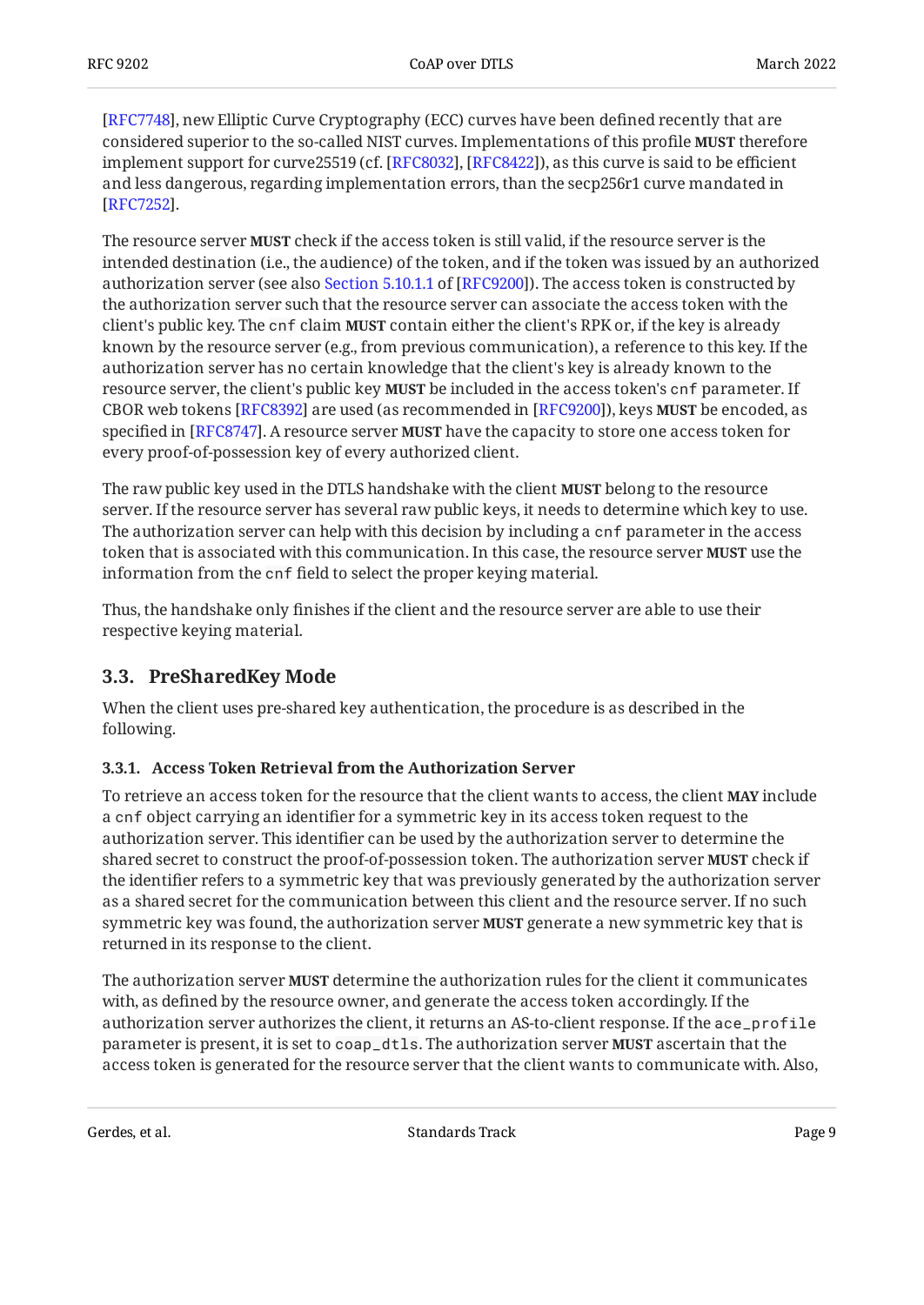[RFC7748], new Elliptic Curve Cryptography (ECC) curves have been defined recently that are considered superior to the so-called NIST curves. Implementations of this profile **MUST** therefore implement support for curve25519 (cf. [RFC8032], [RFC8422]), as this curve is said to be efficient and less dangerous, regarding implementation errors, than the secp256r1 curve mandated in [RFC7252].

The resource server **MUST** check if the access token is still valid, if the resource server is the intended destination (i.e., the audience) of the token, and if the token was issued by an authorized authorization server (see also Section 5.10.1.1 of [RFC9200]). The access token is constructed by the authorization server such that the resource server can associate the access token with the client's public key. The `cnf` claim **MUST** contain either the client's RPK or, if the key is already known by the resource server (e.g., from previous communication), a reference to this key. If the authorization server has no certain knowledge that the client's key is already known to the resource server, the client's public key **MUST** be included in the access token's `cnf` parameter. If CBOR web tokens [RFC8392] are used (as recommended in [RFC9200]), keys **MUST** be encoded, as specified in [RFC8747]. A resource server **MUST** have the capacity to store one access token for every proof-of-possession key of every authorized client.

The raw public key used in the DTLS handshake with the client **MUST** belong to the resource server. If the resource server has several raw public keys, it needs to determine which key to use. The authorization server can help with this decision by including a `cnf` parameter in the access token that is associated with this communication. In this case, the resource server **MUST** use the information from the `cnf` field to select the proper keying material.

Thus, the handshake only finishes if the client and the resource server are able to use their respective keying material.

## 3.3. PreSharedKey Mode

When the client uses pre-shared key authentication, the procedure is as described in the following.

### 3.3.1. Access Token Retrieval from the Authorization Server

To retrieve an access token for the resource that the client wants to access, the client **MAY** include a `cnf` object carrying an identifier for a symmetric key in its access token request to the authorization server. This identifier can be used by the authorization server to determine the shared secret to construct the proof-of-possession token. The authorization server **MUST** check if the identifier refers to a symmetric key that was previously generated by the authorization server as a shared secret for the communication between this client and the resource server. If no such symmetric key was found, the authorization server **MUST** generate a new symmetric key that is returned in its response to the client.

The authorization server **MUST** determine the authorization rules for the client it communicates with, as defined by the resource owner, and generate the access token accordingly. If the authorization server authorizes the client, it returns an AS-to-client response. If the `ace_profile` parameter is present, it is set to `coap_dtls`. The authorization server **MUST** ascertain that the access token is generated for the resource server that the client wants to communicate with. Also,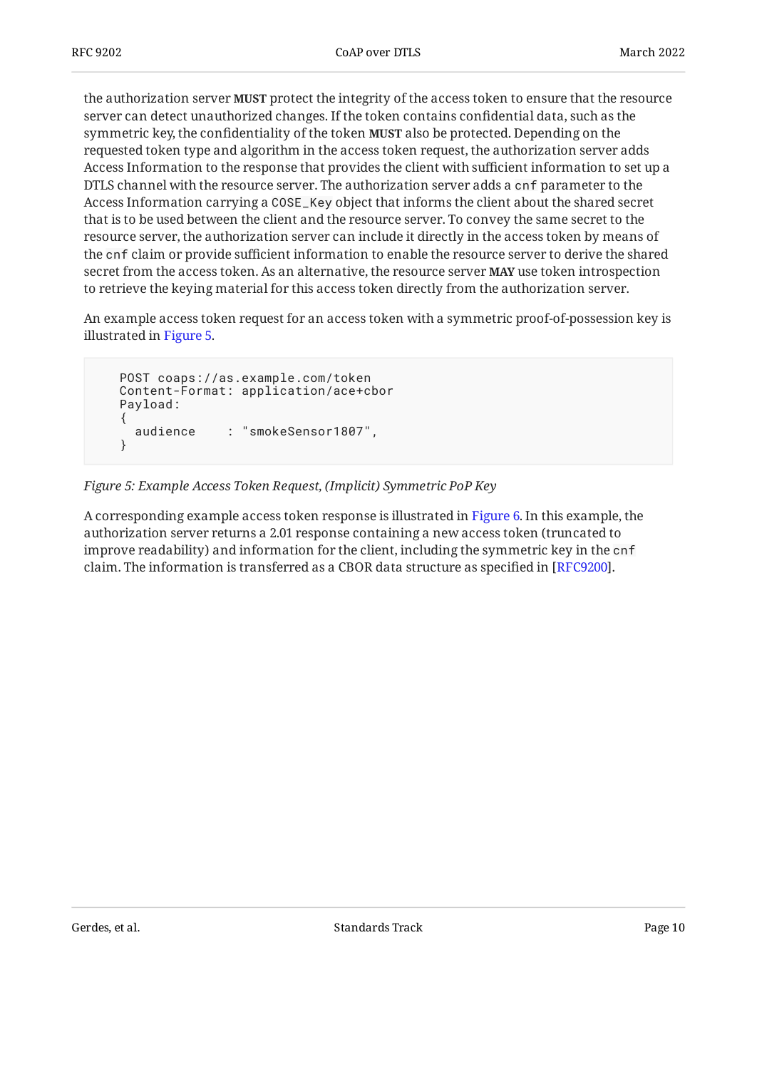the authorization server **MUST** protect the integrity of the access token to ensure that the resource server can detect unauthorized changes. If the token contains confidential data, such as the symmetric key, the confidentiality of the token **MUST** also be protected. Depending on the requested token type and algorithm in the access token request, the authorization server adds Access Information to the response that provides the client with sufficient information to set up a DTLS channel with the resource server. The authorization server adds a `cnf` parameter to the Access Information carrying a `COSE_Key` object that informs the client about the shared secret that is to be used between the client and the resource server. To convey the same secret to the resource server, the authorization server can include it directly in the access token by means of the `cnf` claim or provide sufficient information to enable the resource server to derive the shared secret from the access token. As an alternative, the resource server **MAY** use token introspection to retrieve the keying material for this access token directly from the authorization server.

An example access token request for an access token with a symmetric proof-of-possession key is illustrated in Figure 5.

```
   POST coaps://as.example.com/token
   Content-Format: application/ace+cbor
   Payload:
   {
     audience    : "smokeSensor1807",
   }
```

*Figure 5: Example Access Token Request, (Implicit) Symmetric PoP Key*

A corresponding example access token response is illustrated in Figure 6. In this example, the authorization server returns a 2.01 response containing a new access token (truncated to improve readability) and information for the client, including the symmetric key in the `cnf` claim. The information is transferred as a CBOR data structure as specified in [RFC9200].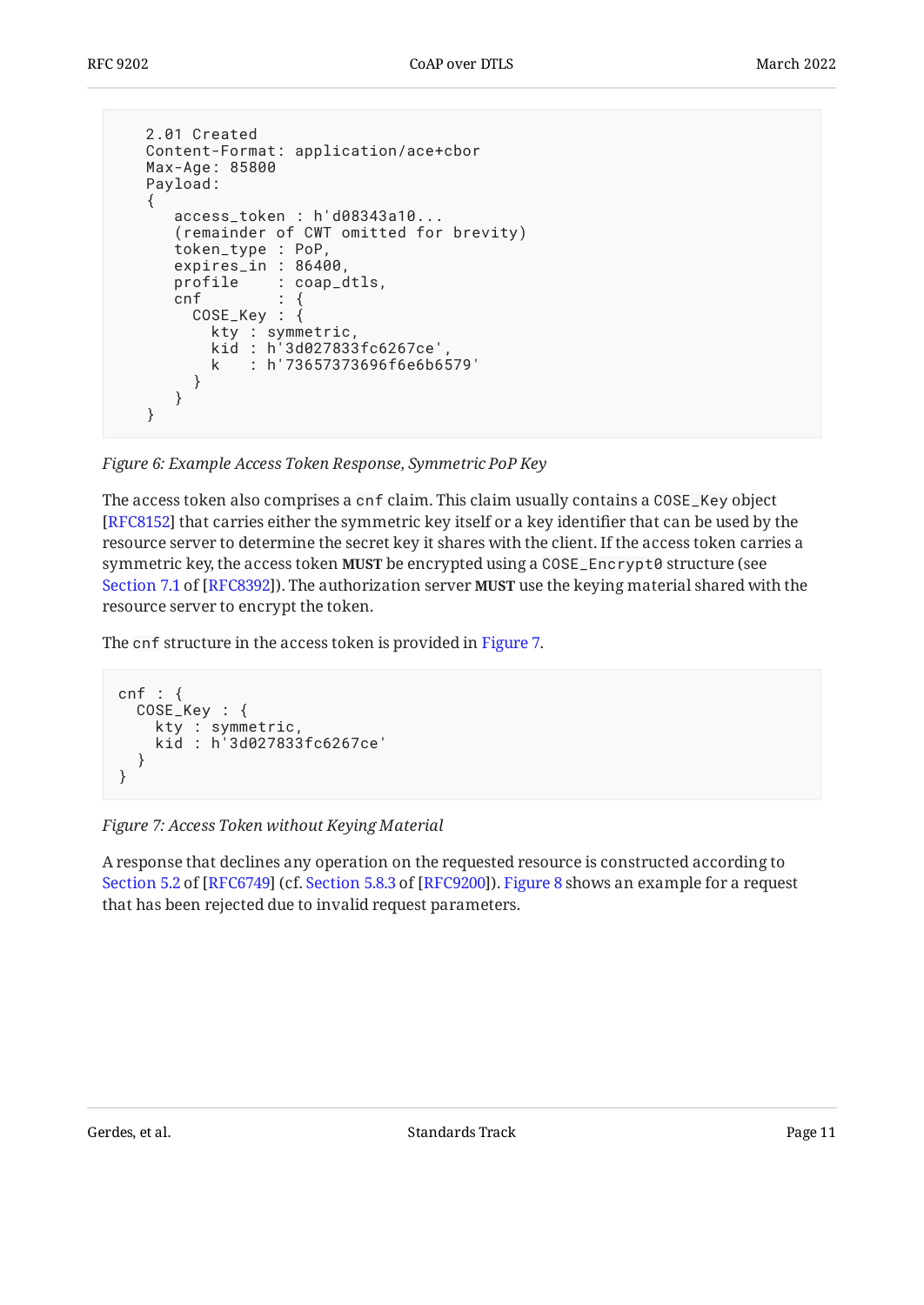```
   2.01 Created
   Content-Format: application/ace+cbor
   Max-Age: 85800
   Payload:
   {
      access_token : h'd08343a10...
      (remainder of CWT omitted for brevity)
      token_type : PoP,
      expires_in : 86400,
      profile    : coap_dtls,
      cnf        : {
        COSE_Key : {
          kty : symmetric,
          kid : h'3d027833fc6267ce',
          k   : h'73657373696f6e6b6579'
        }
      }
   }
```

*Figure 6: Example Access Token Response, Symmetric PoP Key*

The access token also comprises a `cnf` claim. This claim usually contains a `COSE_Key` object [RFC8152] that carries either the symmetric key itself or a key identifier that can be used by the resource server to determine the secret key it shares with the client. If the access token carries a symmetric key, the access token **MUST** be encrypted using a `COSE_Encrypt0` structure (see Section 7.1 of [RFC8392]). The authorization server **MUST** use the keying material shared with the resource server to encrypt the token.

The `cnf` structure in the access token is provided in Figure 7.

```
cnf : {
  COSE_Key : {
    kty : symmetric,
    kid : h'3d027833fc6267ce'
  }
}
```

*Figure 7: Access Token without Keying Material*

A response that declines any operation on the requested resource is constructed according to Section 5.2 of [RFC6749] (cf. Section 5.8.3 of [RFC9200]). Figure 8 shows an example for a request that has been rejected due to invalid request parameters.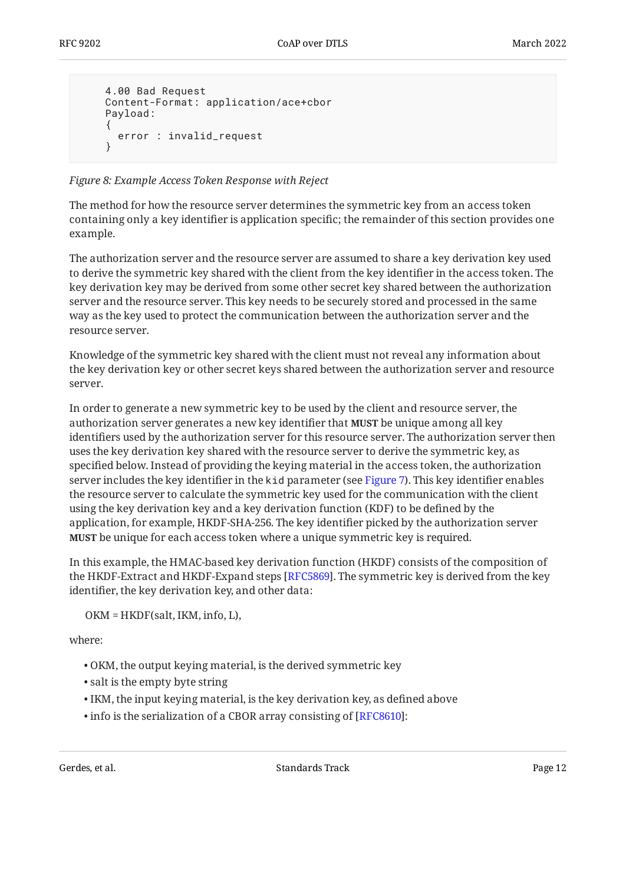```
4.00 Bad Request
Content-Format: application/ace+cbor
Payload:
{
  error : invalid_request
}
```

*Figure 8: Example Access Token Response with Reject*

The method for how the resource server determines the symmetric key from an access token containing only a key identifier is application specific; the remainder of this section provides one example.

The authorization server and the resource server are assumed to share a key derivation key used to derive the symmetric key shared with the client from the key identifier in the access token. The key derivation key may be derived from some other secret key shared between the authorization server and the resource server. This key needs to be securely stored and processed in the same way as the key used to protect the communication between the authorization server and the resource server.

Knowledge of the symmetric key shared with the client must not reveal any information about the key derivation key or other secret keys shared between the authorization server and resource server.

In order to generate a new symmetric key to be used by the client and resource server, the authorization server generates a new key identifier that **MUST** be unique among all key identifiers used by the authorization server for this resource server. The authorization server then uses the key derivation key shared with the resource server to derive the symmetric key, as specified below. Instead of providing the keying material in the access token, the authorization server includes the key identifier in the `kid` parameter (see Figure 7). This key identifier enables the resource server to calculate the symmetric key used for the communication with the client using the key derivation key and a key derivation function (KDF) to be defined by the application, for example, HKDF-SHA-256. The key identifier picked by the authorization server **MUST** be unique for each access token where a unique symmetric key is required.

In this example, the HMAC-based key derivation function (HKDF) consists of the composition of the HKDF-Extract and HKDF-Expand steps [RFC5869]. The symmetric key is derived from the key identifier, the key derivation key, and other data:

OKM = HKDF(salt, IKM, info, L),

where:

- OKM, the output keying material, is the derived symmetric key
- salt is the empty byte string
- IKM, the input keying material, is the key derivation key, as defined above
- info is the serialization of a CBOR array consisting of [RFC8610]: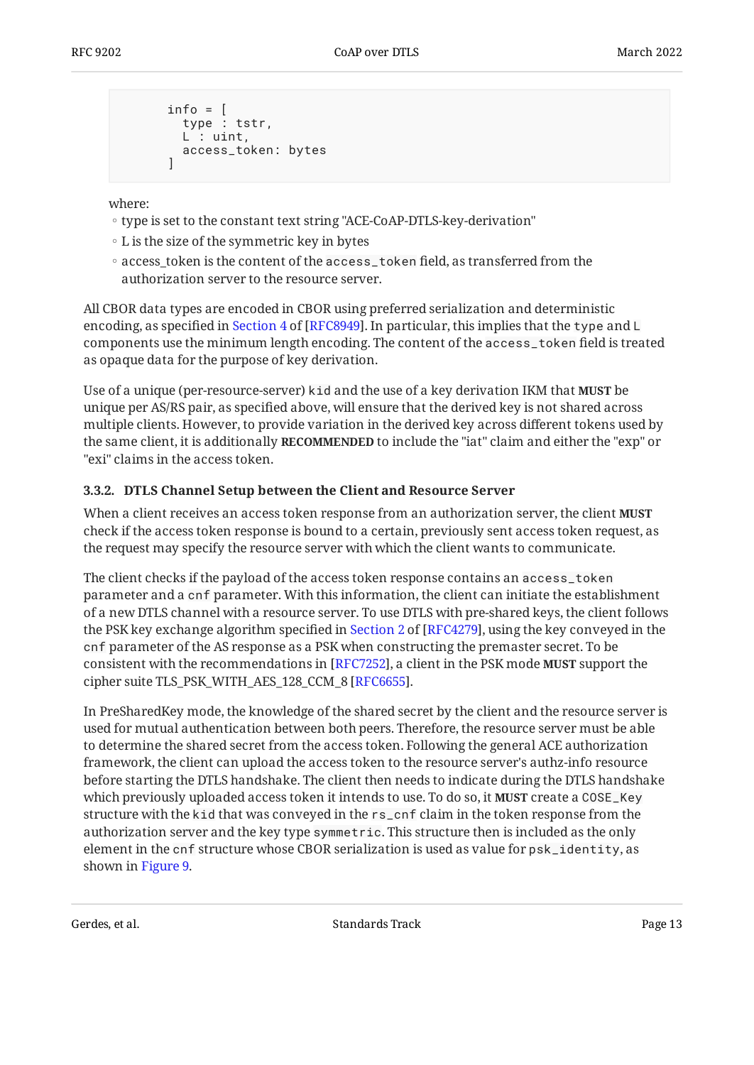```
      info = [
        type : tstr,
        L : uint,
        access_token: bytes
      ]
```

where:

- type is set to the constant text string "ACE-CoAP-DTLS-key-derivation"
- L is the size of the symmetric key in bytes
- access_token is the content of the `access_token` field, as transferred from the authorization server to the resource server.

All CBOR data types are encoded in CBOR using preferred serialization and deterministic encoding, as specified in Section 4 of [RFC8949]. In particular, this implies that the `type` and `L` components use the minimum length encoding. The content of the `access_token` field is treated as opaque data for the purpose of key derivation.

Use of a unique (per-resource-server) `kid` and the use of a key derivation IKM that **MUST** be unique per AS/RS pair, as specified above, will ensure that the derived key is not shared across multiple clients. However, to provide variation in the derived key across different tokens used by the same client, it is additionally **RECOMMENDED** to include the "iat" claim and either the "exp" or "exi" claims in the access token.

### 3.3.2. DTLS Channel Setup between the Client and Resource Server

When a client receives an access token response from an authorization server, the client **MUST** check if the access token response is bound to a certain, previously sent access token request, as the request may specify the resource server with which the client wants to communicate.

The client checks if the payload of the access token response contains an `access_token` parameter and a `cnf` parameter. With this information, the client can initiate the establishment of a new DTLS channel with a resource server. To use DTLS with pre-shared keys, the client follows the PSK key exchange algorithm specified in Section 2 of [RFC4279], using the key conveyed in the `cnf` parameter of the AS response as a PSK when constructing the premaster secret. To be consistent with the recommendations in [RFC7252], a client in the PSK mode **MUST** support the cipher suite TLS_PSK_WITH_AES_128_CCM_8 [RFC6655].

In PreSharedKey mode, the knowledge of the shared secret by the client and the resource server is used for mutual authentication between both peers. Therefore, the resource server must be able to determine the shared secret from the access token. Following the general ACE authorization framework, the client can upload the access token to the resource server's authz-info resource before starting the DTLS handshake. The client then needs to indicate during the DTLS handshake which previously uploaded access token it intends to use. To do so, it **MUST** create a `COSE_Key` structure with the `kid` that was conveyed in the `rs_cnf` claim in the token response from the authorization server and the key type `symmetric`. This structure then is included as the only element in the `cnf` structure whose CBOR serialization is used as value for `psk_identity`, as shown in Figure 9.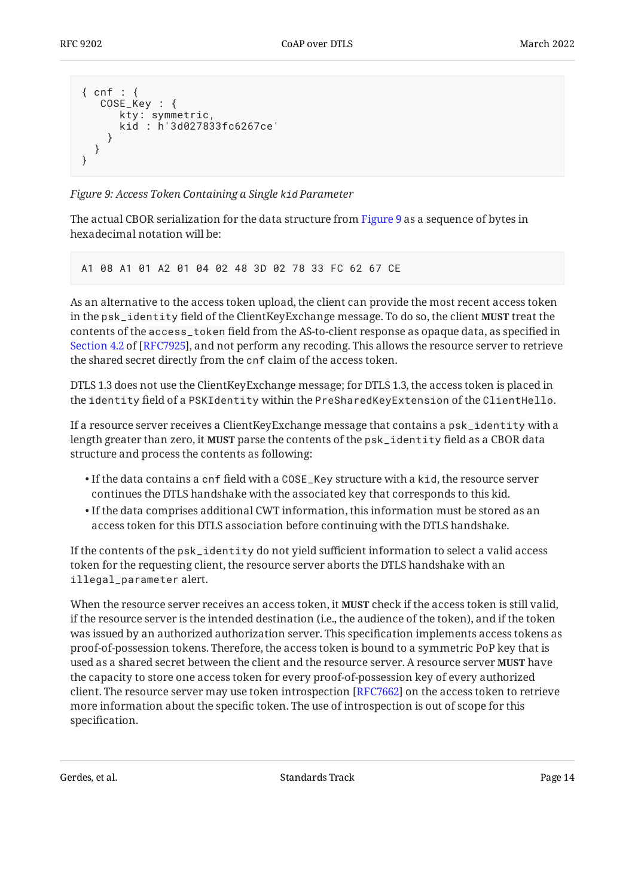```
{ cnf : {
    COSE_Key : {
        kty: symmetric,
        kid : h'3d027833fc6267ce'
      }
   }
}
```

*Figure 9: Access Token Containing a Single `kid` Parameter*

The actual CBOR serialization for the data structure from Figure 9 as a sequence of bytes in hexadecimal notation will be:

```
A1 08 A1 01 A2 01 04 02 48 3D 02 78 33 FC 62 67 CE
```

As an alternative to the access token upload, the client can provide the most recent access token in the `psk_identity` field of the ClientKeyExchange message. To do so, the client **MUST** treat the contents of the `access_token` field from the AS-to-client response as opaque data, as specified in Section 4.2 of [RFC7925], and not perform any recoding. This allows the resource server to retrieve the shared secret directly from the `cnf` claim of the access token.

DTLS 1.3 does not use the ClientKeyExchange message; for DTLS 1.3, the access token is placed in the `identity` field of a `PSKIdentity` within the `PreSharedKeyExtension` of the `ClientHello`.

If a resource server receives a ClientKeyExchange message that contains a `psk_identity` with a length greater than zero, it **MUST** parse the contents of the `psk_identity` field as a CBOR data structure and process the contents as following:

- If the data contains a `cnf` field with a `COSE_Key` structure with a `kid`, the resource server continues the DTLS handshake with the associated key that corresponds to this kid.
- If the data comprises additional CWT information, this information must be stored as an access token for this DTLS association before continuing with the DTLS handshake.

If the contents of the `psk_identity` do not yield sufficient information to select a valid access token for the requesting client, the resource server aborts the DTLS handshake with an `illegal_parameter` alert.

When the resource server receives an access token, it **MUST** check if the access token is still valid, if the resource server is the intended destination (i.e., the audience of the token), and if the token was issued by an authorized authorization server. This specification implements access tokens as proof-of-possession tokens. Therefore, the access token is bound to a symmetric PoP key that is used as a shared secret between the client and the resource server. A resource server **MUST** have the capacity to store one access token for every proof-of-possession key of every authorized client. The resource server may use token introspection [RFC7662] on the access token to retrieve more information about the specific token. The use of introspection is out of scope for this specification.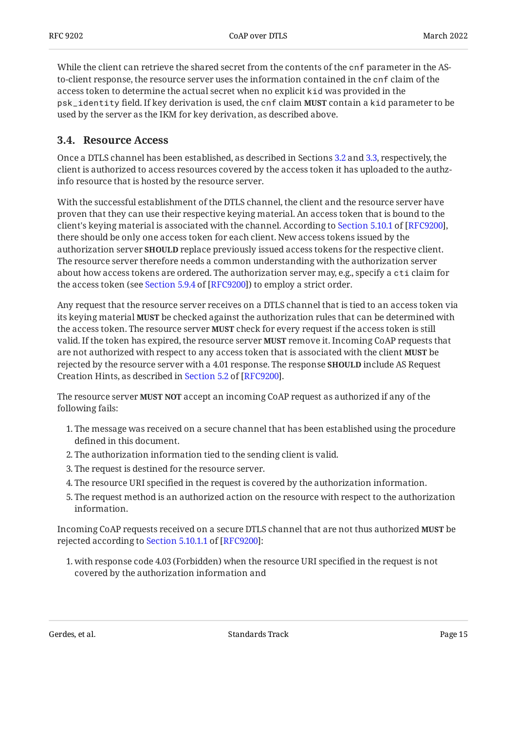While the client can retrieve the shared secret from the contents of the `cnf` parameter in the AS-to-client response, the resource server uses the information contained in the `cnf` claim of the access token to determine the actual secret when no explicit `kid` was provided in the `psk_identity` field. If key derivation is used, the `cnf` claim **MUST** contain a `kid` parameter to be used by the server as the IKM for key derivation, as described above.

### 3.4. Resource Access

Once a DTLS channel has been established, as described in Sections 3.2 and 3.3, respectively, the client is authorized to access resources covered by the access token it has uploaded to the authz-info resource that is hosted by the resource server.

With the successful establishment of the DTLS channel, the client and the resource server have proven that they can use their respective keying material. An access token that is bound to the client's keying material is associated with the channel. According to Section 5.10.1 of [RFC9200], there should be only one access token for each client. New access tokens issued by the authorization server **SHOULD** replace previously issued access tokens for the respective client. The resource server therefore needs a common understanding with the authorization server about how access tokens are ordered. The authorization server may, e.g., specify a `cti` claim for the access token (see Section 5.9.4 of [RFC9200]) to employ a strict order.

Any request that the resource server receives on a DTLS channel that is tied to an access token via its keying material **MUST** be checked against the authorization rules that can be determined with the access token. The resource server **MUST** check for every request if the access token is still valid. If the token has expired, the resource server **MUST** remove it. Incoming CoAP requests that are not authorized with respect to any access token that is associated with the client **MUST** be rejected by the resource server with a 4.01 response. The response **SHOULD** include AS Request Creation Hints, as described in Section 5.2 of [RFC9200].

The resource server **MUST NOT** accept an incoming CoAP request as authorized if any of the following fails:

1. The message was received on a secure channel that has been established using the procedure defined in this document.
2. The authorization information tied to the sending client is valid.
3. The request is destined for the resource server.
4. The resource URI specified in the request is covered by the authorization information.
5. The request method is an authorized action on the resource with respect to the authorization information.

Incoming CoAP requests received on a secure DTLS channel that are not thus authorized **MUST** be rejected according to Section 5.10.1.1 of [RFC9200]:

1. with response code 4.03 (Forbidden) when the resource URI specified in the request is not covered by the authorization information and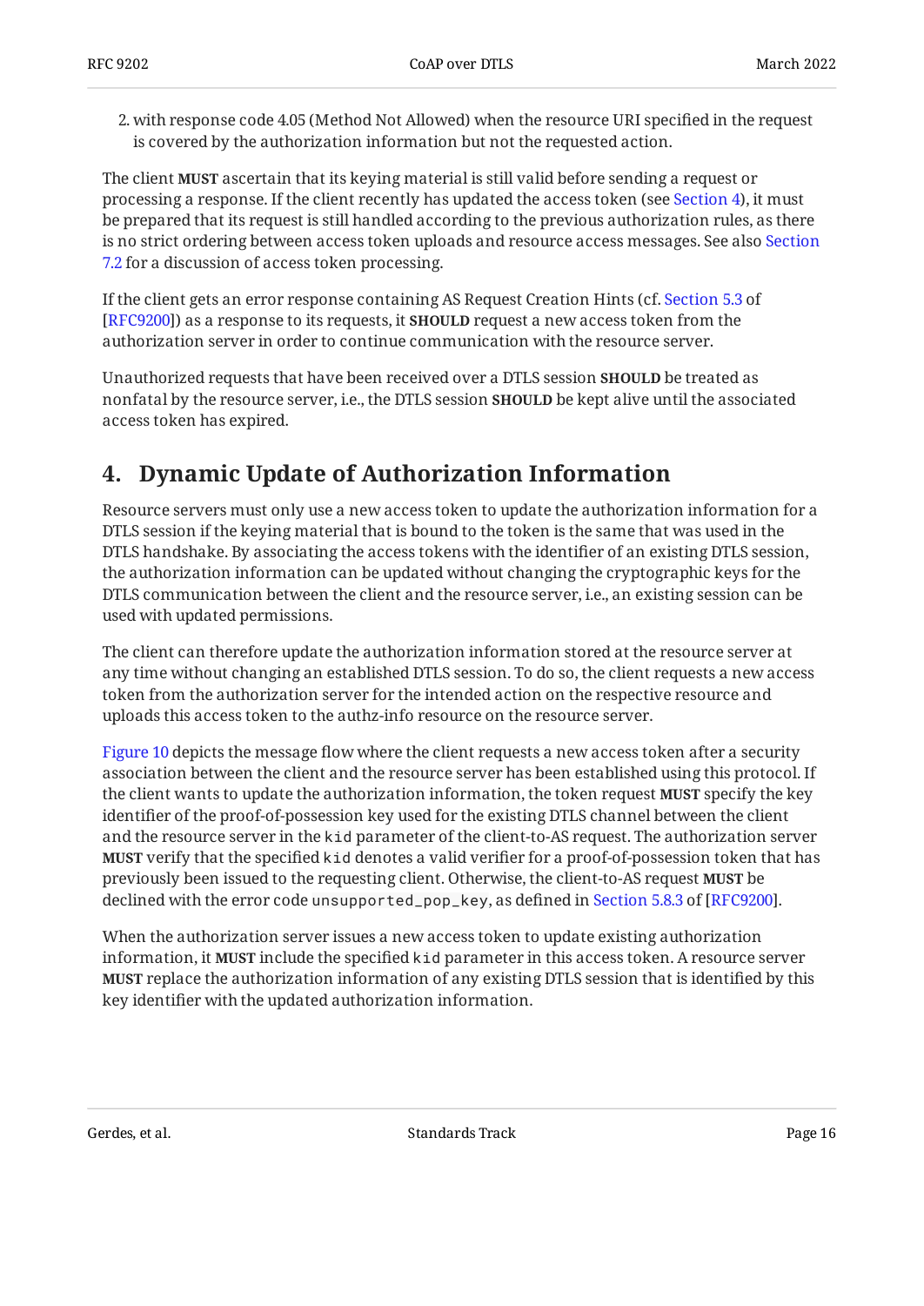2. with response code 4.05 (Method Not Allowed) when the resource URI specified in the request is covered by the authorization information but not the requested action.

The client **MUST** ascertain that its keying material is still valid before sending a request or processing a response. If the client recently has updated the access token (see Section 4), it must be prepared that its request is still handled according to the previous authorization rules, as there is no strict ordering between access token uploads and resource access messages. See also Section 7.2 for a discussion of access token processing.

If the client gets an error response containing AS Request Creation Hints (cf. Section 5.3 of [RFC9200]) as a response to its requests, it **SHOULD** request a new access token from the authorization server in order to continue communication with the resource server.

Unauthorized requests that have been received over a DTLS session **SHOULD** be treated as nonfatal by the resource server, i.e., the DTLS session **SHOULD** be kept alive until the associated access token has expired.

## 4. Dynamic Update of Authorization Information

Resource servers must only use a new access token to update the authorization information for a DTLS session if the keying material that is bound to the token is the same that was used in the DTLS handshake. By associating the access tokens with the identifier of an existing DTLS session, the authorization information can be updated without changing the cryptographic keys for the DTLS communication between the client and the resource server, i.e., an existing session can be used with updated permissions.

The client can therefore update the authorization information stored at the resource server at any time without changing an established DTLS session. To do so, the client requests a new access token from the authorization server for the intended action on the respective resource and uploads this access token to the authz-info resource on the resource server.

Figure 10 depicts the message flow where the client requests a new access token after a security association between the client and the resource server has been established using this protocol. If the client wants to update the authorization information, the token request **MUST** specify the key identifier of the proof-of-possession key used for the existing DTLS channel between the client and the resource server in the `kid` parameter of the client-to-AS request. The authorization server **MUST** verify that the specified `kid` denotes a valid verifier for a proof-of-possession token that has previously been issued to the requesting client. Otherwise, the client-to-AS request **MUST** be declined with the error code `unsupported_pop_key`, as defined in Section 5.8.3 of [RFC9200].

When the authorization server issues a new access token to update existing authorization information, it **MUST** include the specified `kid` parameter in this access token. A resource server **MUST** replace the authorization information of any existing DTLS session that is identified by this key identifier with the updated authorization information.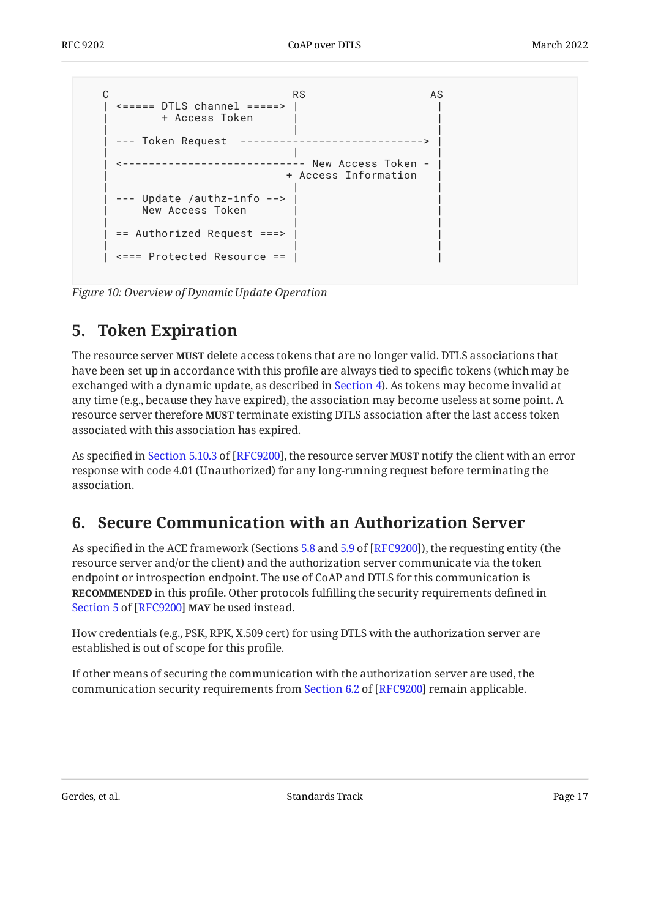```
  C                            RS                   AS
  | <===== DTLS channel =====> |                     |
  |        + Access Token      |                     |
  |                            |                     |
  | --- Token Request  ----------------------------> |
  |                            |                     |
  | <---------------------------- New Access Token - |
  |                           + Access Information   |
  |                            |                     |
  | --- Update /authz-info --> |                     |
  |     New Access Token       |                     |
  |                            |                     |
  | == Authorized Request ===> |                     |
  |                            |                     |
  | <=== Protected Resource == |                     |
```

*Figure 10: Overview of Dynamic Update Operation*

## 5. Token Expiration

The resource server **MUST** delete access tokens that are no longer valid. DTLS associations that have been set up in accordance with this profile are always tied to specific tokens (which may be exchanged with a dynamic update, as described in Section 4). As tokens may become invalid at any time (e.g., because they have expired), the association may become useless at some point. A resource server therefore **MUST** terminate existing DTLS association after the last access token associated with this association has expired.

As specified in Section 5.10.3 of [RFC9200], the resource server **MUST** notify the client with an error response with code 4.01 (Unauthorized) for any long-running request before terminating the association.

## 6. Secure Communication with an Authorization Server

As specified in the ACE framework (Sections 5.8 and 5.9 of [RFC9200]), the requesting entity (the resource server and/or the client) and the authorization server communicate via the token endpoint or introspection endpoint. The use of CoAP and DTLS for this communication is **RECOMMENDED** in this profile. Other protocols fulfilling the security requirements defined in Section 5 of [RFC9200] **MAY** be used instead.

How credentials (e.g., PSK, RPK, X.509 cert) for using DTLS with the authorization server are established is out of scope for this profile.

If other means of securing the communication with the authorization server are used, the communication security requirements from Section 6.2 of [RFC9200] remain applicable.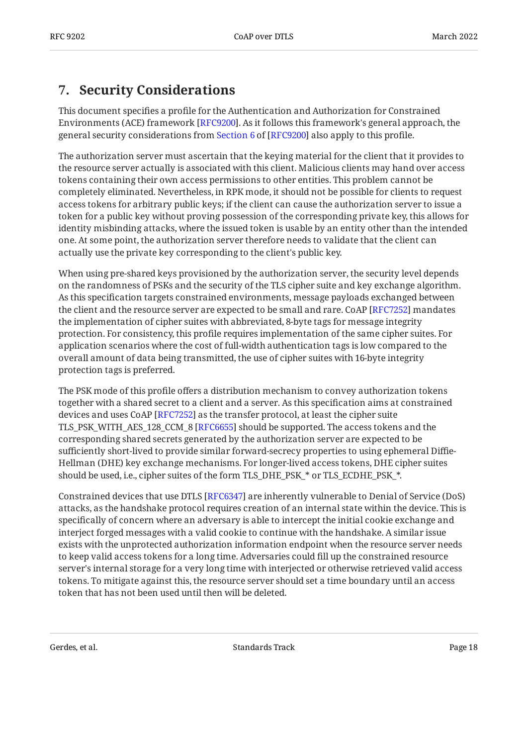## 7. Security Considerations

This document specifies a profile for the Authentication and Authorization for Constrained Environments (ACE) framework [RFC9200]. As it follows this framework's general approach, the general security considerations from Section 6 of [RFC9200] also apply to this profile.

The authorization server must ascertain that the keying material for the client that it provides to the resource server actually is associated with this client. Malicious clients may hand over access tokens containing their own access permissions to other entities. This problem cannot be completely eliminated. Nevertheless, in RPK mode, it should not be possible for clients to request access tokens for arbitrary public keys; if the client can cause the authorization server to issue a token for a public key without proving possession of the corresponding private key, this allows for identity misbinding attacks, where the issued token is usable by an entity other than the intended one. At some point, the authorization server therefore needs to validate that the client can actually use the private key corresponding to the client's public key.

When using pre-shared keys provisioned by the authorization server, the security level depends on the randomness of PSKs and the security of the TLS cipher suite and key exchange algorithm. As this specification targets constrained environments, message payloads exchanged between the client and the resource server are expected to be small and rare. CoAP [RFC7252] mandates the implementation of cipher suites with abbreviated, 8-byte tags for message integrity protection. For consistency, this profile requires implementation of the same cipher suites. For application scenarios where the cost of full-width authentication tags is low compared to the overall amount of data being transmitted, the use of cipher suites with 16-byte integrity protection tags is preferred.

The PSK mode of this profile offers a distribution mechanism to convey authorization tokens together with a shared secret to a client and a server. As this specification aims at constrained devices and uses CoAP [RFC7252] as the transfer protocol, at least the cipher suite TLS_PSK_WITH_AES_128_CCM_8 [RFC6655] should be supported. The access tokens and the corresponding shared secrets generated by the authorization server are expected to be sufficiently short-lived to provide similar forward-secrecy properties to using ephemeral Diffie-Hellman (DHE) key exchange mechanisms. For longer-lived access tokens, DHE cipher suites should be used, i.e., cipher suites of the form TLS_DHE_PSK_* or TLS_ECDHE_PSK_*.

Constrained devices that use DTLS [RFC6347] are inherently vulnerable to Denial of Service (DoS) attacks, as the handshake protocol requires creation of an internal state within the device. This is specifically of concern where an adversary is able to intercept the initial cookie exchange and interject forged messages with a valid cookie to continue with the handshake. A similar issue exists with the unprotected authorization information endpoint when the resource server needs to keep valid access tokens for a long time. Adversaries could fill up the constrained resource server's internal storage for a very long time with interjected or otherwise retrieved valid access tokens. To mitigate against this, the resource server should set a time boundary until an access token that has not been used until then will be deleted.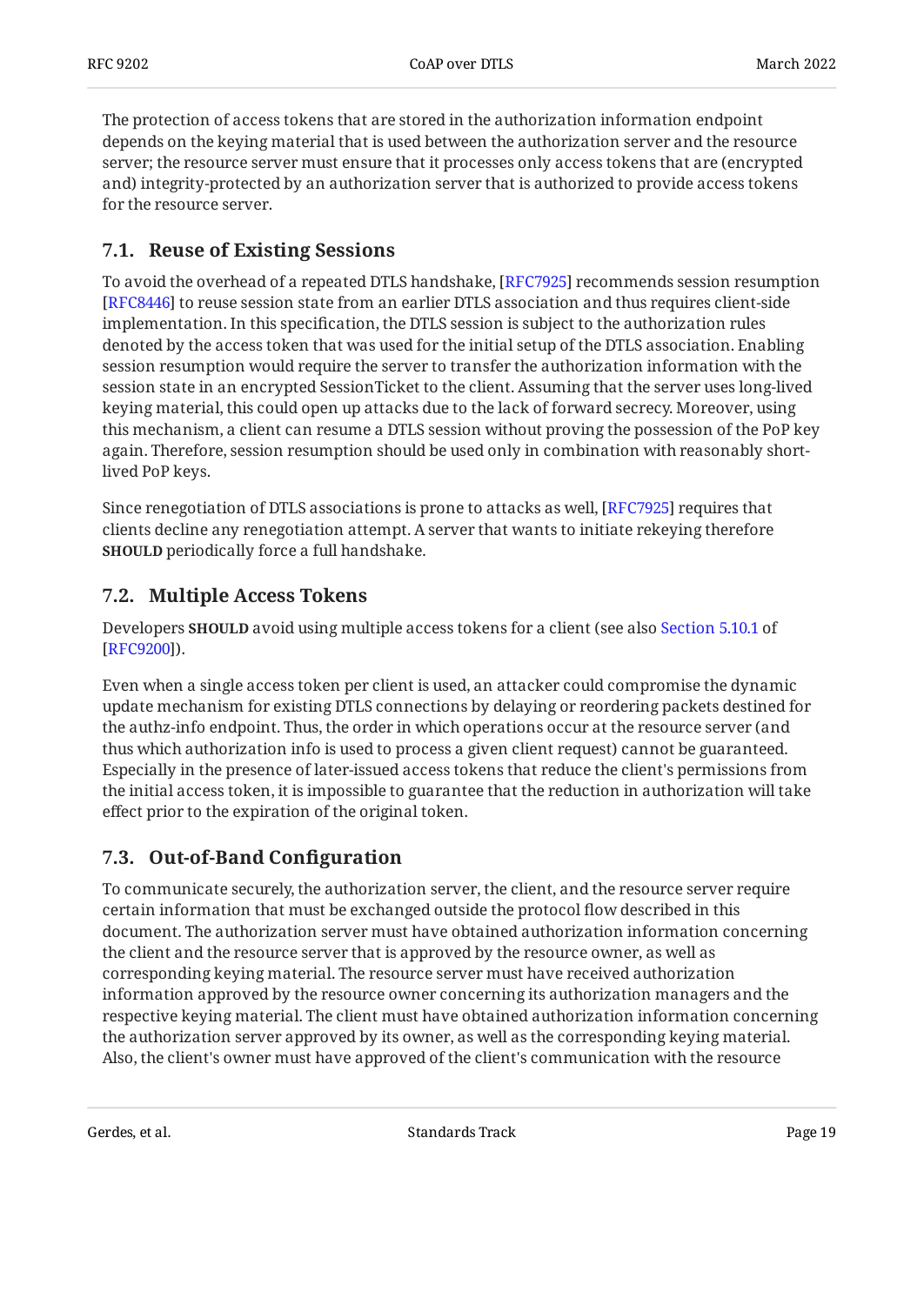The protection of access tokens that are stored in the authorization information endpoint depends on the keying material that is used between the authorization server and the resource server; the resource server must ensure that it processes only access tokens that are (encrypted and) integrity-protected by an authorization server that is authorized to provide access tokens for the resource server.

## 7.1. Reuse of Existing Sessions

To avoid the overhead of a repeated DTLS handshake, [RFC7925] recommends session resumption [RFC8446] to reuse session state from an earlier DTLS association and thus requires client-side implementation. In this specification, the DTLS session is subject to the authorization rules denoted by the access token that was used for the initial setup of the DTLS association. Enabling session resumption would require the server to transfer the authorization information with the session state in an encrypted SessionTicket to the client. Assuming that the server uses long-lived keying material, this could open up attacks due to the lack of forward secrecy. Moreover, using this mechanism, a client can resume a DTLS session without proving the possession of the PoP key again. Therefore, session resumption should be used only in combination with reasonably short-lived PoP keys.

Since renegotiation of DTLS associations is prone to attacks as well, [RFC7925] requires that clients decline any renegotiation attempt. A server that wants to initiate rekeying therefore **SHOULD** periodically force a full handshake.

## 7.2. Multiple Access Tokens

Developers **SHOULD** avoid using multiple access tokens for a client (see also Section 5.10.1 of [RFC9200]).

Even when a single access token per client is used, an attacker could compromise the dynamic update mechanism for existing DTLS connections by delaying or reordering packets destined for the authz-info endpoint. Thus, the order in which operations occur at the resource server (and thus which authorization info is used to process a given client request) cannot be guaranteed. Especially in the presence of later-issued access tokens that reduce the client's permissions from the initial access token, it is impossible to guarantee that the reduction in authorization will take effect prior to the expiration of the original token.

## 7.3. Out-of-Band Configuration

To communicate securely, the authorization server, the client, and the resource server require certain information that must be exchanged outside the protocol flow described in this document. The authorization server must have obtained authorization information concerning the client and the resource server that is approved by the resource owner, as well as corresponding keying material. The resource server must have received authorization information approved by the resource owner concerning its authorization managers and the respective keying material. The client must have obtained authorization information concerning the authorization server approved by its owner, as well as the corresponding keying material. Also, the client's owner must have approved of the client's communication with the resource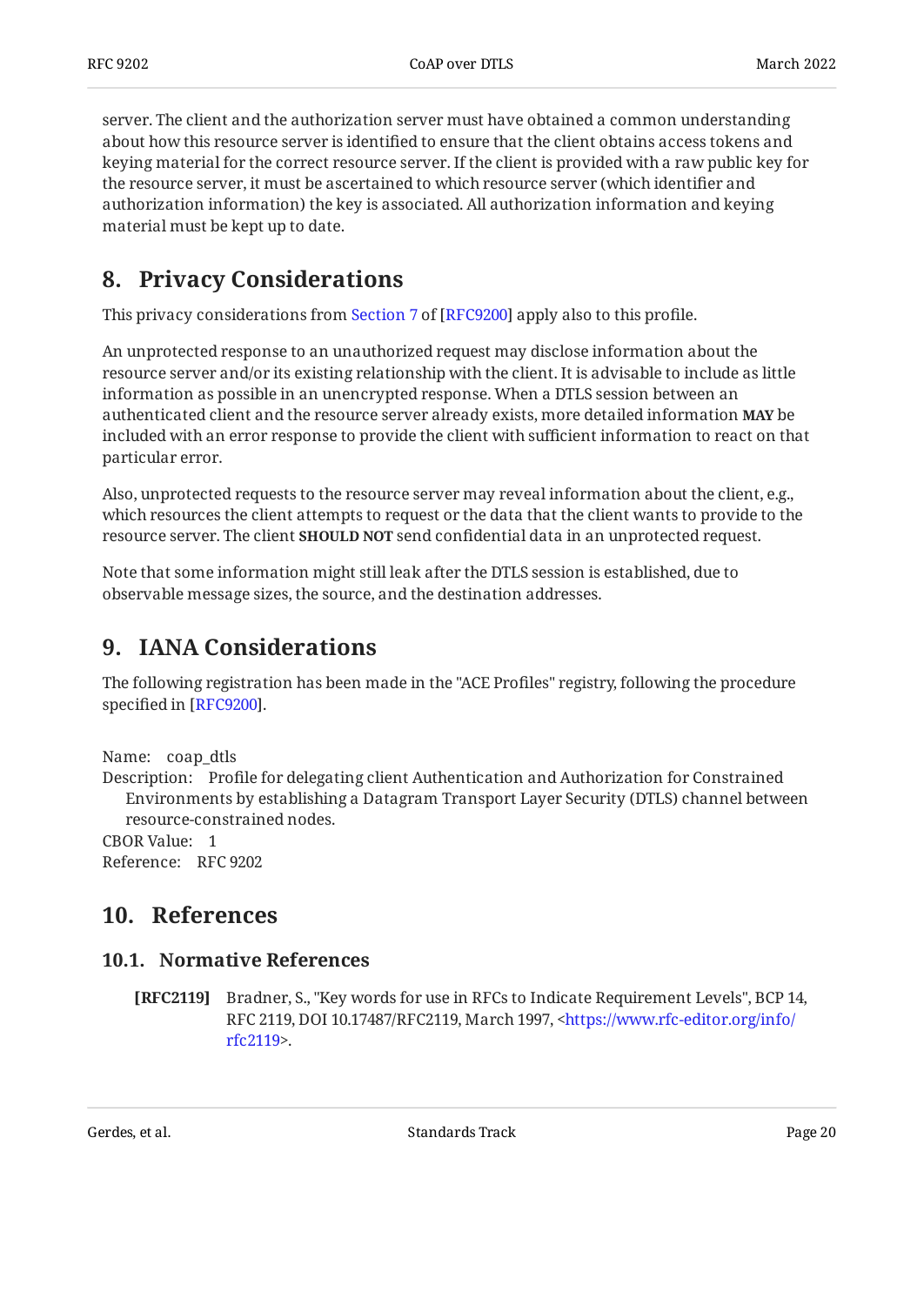server. The client and the authorization server must have obtained a common understanding about how this resource server is identified to ensure that the client obtains access tokens and keying material for the correct resource server. If the client is provided with a raw public key for the resource server, it must be ascertained to which resource server (which identifier and authorization information) the key is associated. All authorization information and keying material must be kept up to date.

## 8. Privacy Considerations

This privacy considerations from Section 7 of [RFC9200] apply also to this profile.

An unprotected response to an unauthorized request may disclose information about the resource server and/or its existing relationship with the client. It is advisable to include as little information as possible in an unencrypted response. When a DTLS session between an authenticated client and the resource server already exists, more detailed information **MAY** be included with an error response to provide the client with sufficient information to react on that particular error.

Also, unprotected requests to the resource server may reveal information about the client, e.g., which resources the client attempts to request or the data that the client wants to provide to the resource server. The client **SHOULD NOT** send confidential data in an unprotected request.

Note that some information might still leak after the DTLS session is established, due to observable message sizes, the source, and the destination addresses.

## 9. IANA Considerations

The following registration has been made in the "ACE Profiles" registry, following the procedure specified in [RFC9200].

Name: coap_dtls

Description: Profile for delegating client Authentication and Authorization for Constrained Environments by establishing a Datagram Transport Layer Security (DTLS) channel between resource-constrained nodes.

CBOR Value: 1

Reference: RFC 9202

## 10. References

### 10.1. Normative References

**[RFC2119]** Bradner, S., "Key words for use in RFCs to Indicate Requirement Levels", BCP 14, RFC 2119, DOI 10.17487/RFC2119, March 1997, <https://www.rfc-editor.org/info/rfc2119>.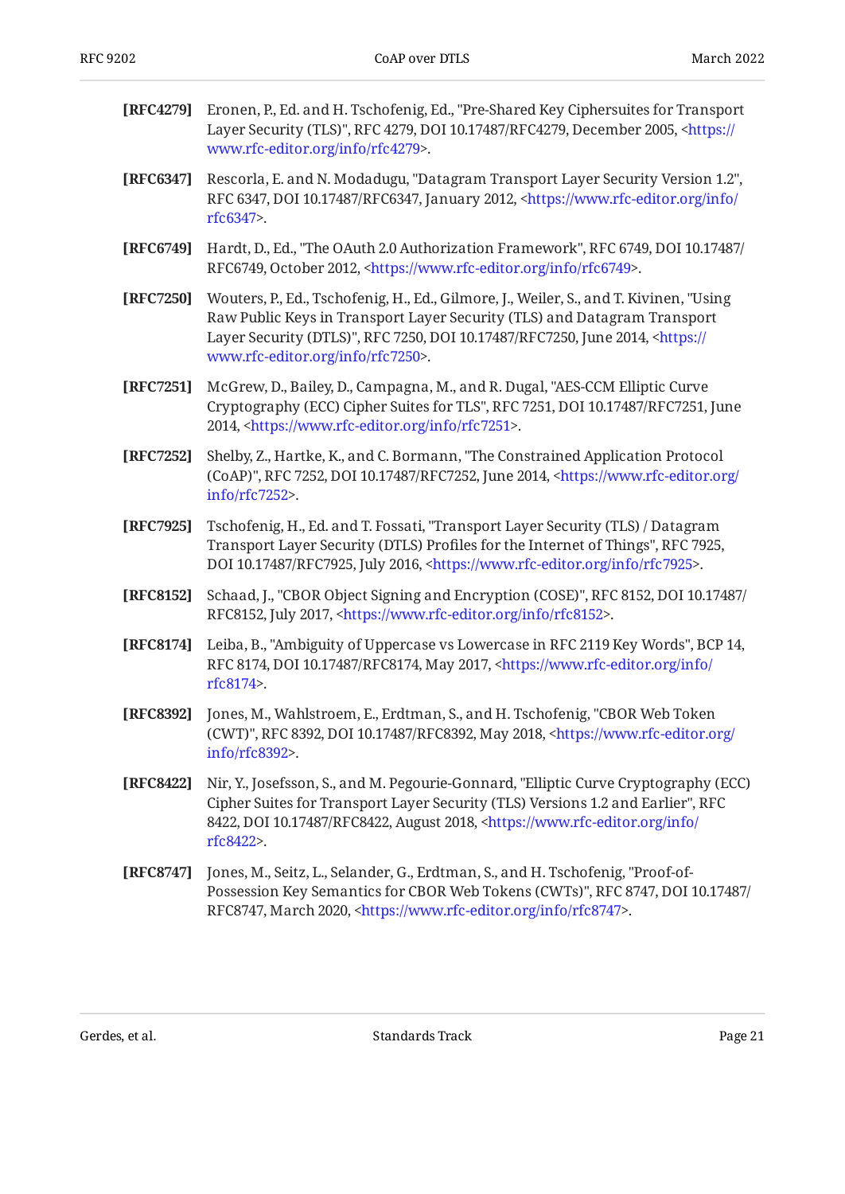**[RFC4279]** Eronen, P., Ed. and H. Tschofenig, Ed., "Pre-Shared Key Ciphersuites for Transport Layer Security (TLS)", RFC 4279, DOI 10.17487/RFC4279, December 2005, <https://www.rfc-editor.org/info/rfc4279>.

**[RFC6347]** Rescorla, E. and N. Modadugu, "Datagram Transport Layer Security Version 1.2", RFC 6347, DOI 10.17487/RFC6347, January 2012, <https://www.rfc-editor.org/info/rfc6347>.

**[RFC6749]** Hardt, D., Ed., "The OAuth 2.0 Authorization Framework", RFC 6749, DOI 10.17487/RFC6749, October 2012, <https://www.rfc-editor.org/info/rfc6749>.

**[RFC7250]** Wouters, P., Ed., Tschofenig, H., Ed., Gilmore, J., Weiler, S., and T. Kivinen, "Using Raw Public Keys in Transport Layer Security (TLS) and Datagram Transport Layer Security (DTLS)", RFC 7250, DOI 10.17487/RFC7250, June 2014, <https://www.rfc-editor.org/info/rfc7250>.

**[RFC7251]** McGrew, D., Bailey, D., Campagna, M., and R. Dugal, "AES-CCM Elliptic Curve Cryptography (ECC) Cipher Suites for TLS", RFC 7251, DOI 10.17487/RFC7251, June 2014, <https://www.rfc-editor.org/info/rfc7251>.

**[RFC7252]** Shelby, Z., Hartke, K., and C. Bormann, "The Constrained Application Protocol (CoAP)", RFC 7252, DOI 10.17487/RFC7252, June 2014, <https://www.rfc-editor.org/info/rfc7252>.

**[RFC7925]** Tschofenig, H., Ed. and T. Fossati, "Transport Layer Security (TLS) / Datagram Transport Layer Security (DTLS) Profiles for the Internet of Things", RFC 7925, DOI 10.17487/RFC7925, July 2016, <https://www.rfc-editor.org/info/rfc7925>.

**[RFC8152]** Schaad, J., "CBOR Object Signing and Encryption (COSE)", RFC 8152, DOI 10.17487/RFC8152, July 2017, <https://www.rfc-editor.org/info/rfc8152>.

**[RFC8174]** Leiba, B., "Ambiguity of Uppercase vs Lowercase in RFC 2119 Key Words", BCP 14, RFC 8174, DOI 10.17487/RFC8174, May 2017, <https://www.rfc-editor.org/info/rfc8174>.

**[RFC8392]** Jones, M., Wahlstroem, E., Erdtman, S., and H. Tschofenig, "CBOR Web Token (CWT)", RFC 8392, DOI 10.17487/RFC8392, May 2018, <https://www.rfc-editor.org/info/rfc8392>.

**[RFC8422]** Nir, Y., Josefsson, S., and M. Pegourie-Gonnard, "Elliptic Curve Cryptography (ECC) Cipher Suites for Transport Layer Security (TLS) Versions 1.2 and Earlier", RFC 8422, DOI 10.17487/RFC8422, August 2018, <https://www.rfc-editor.org/info/rfc8422>.

**[RFC8747]** Jones, M., Seitz, L., Selander, G., Erdtman, S., and H. Tschofenig, "Proof-of-Possession Key Semantics for CBOR Web Tokens (CWTs)", RFC 8747, DOI 10.17487/RFC8747, March 2020, <https://www.rfc-editor.org/info/rfc8747>.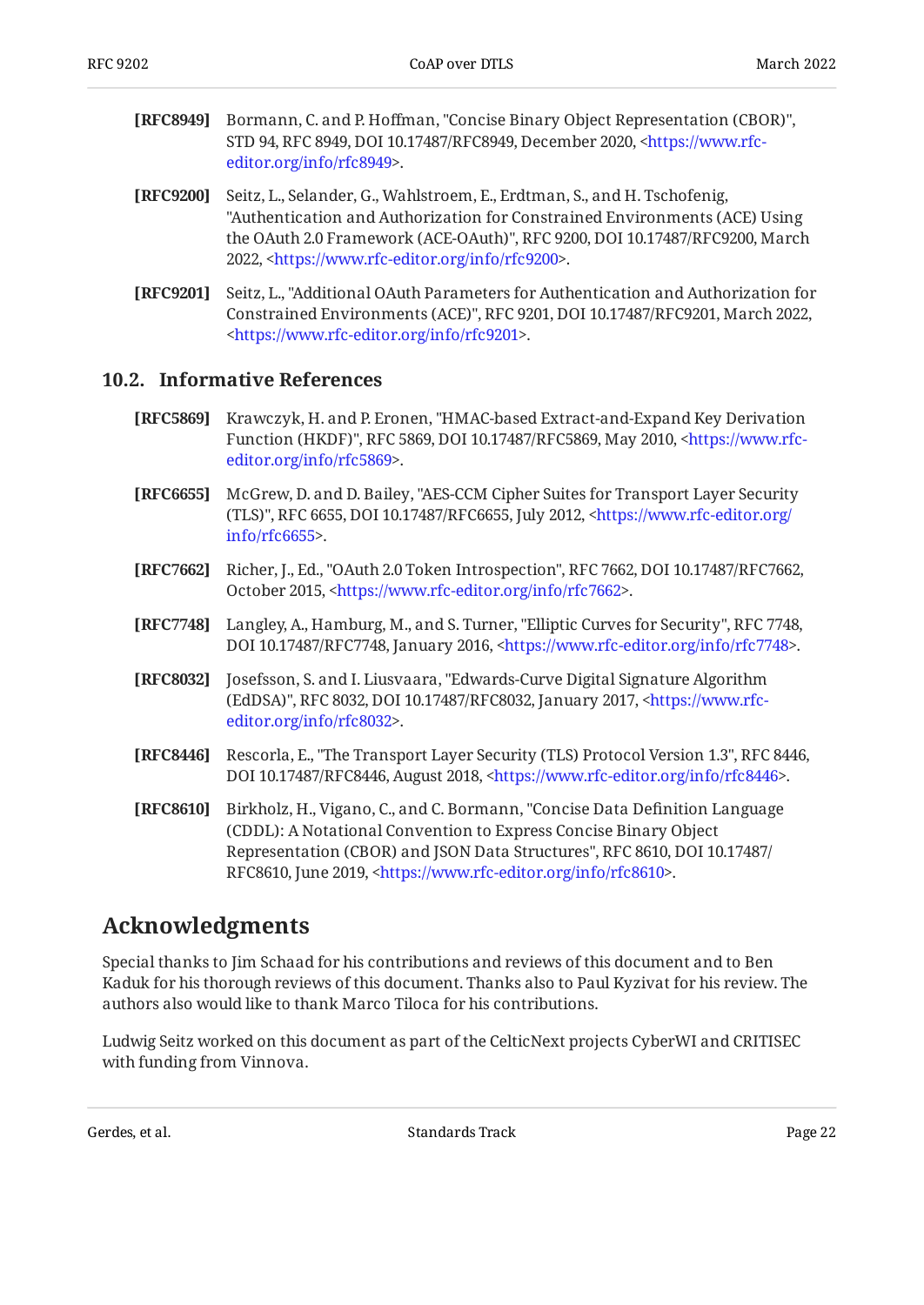**[RFC8949]** Bormann, C. and P. Hoffman, "Concise Binary Object Representation (CBOR)", STD 94, RFC 8949, DOI 10.17487/RFC8949, December 2020, <https://www.rfc-editor.org/info/rfc8949>.

**[RFC9200]** Seitz, L., Selander, G., Wahlstroem, E., Erdtman, S., and H. Tschofenig, "Authentication and Authorization for Constrained Environments (ACE) Using the OAuth 2.0 Framework (ACE-OAuth)", RFC 9200, DOI 10.17487/RFC9200, March 2022, <https://www.rfc-editor.org/info/rfc9200>.

**[RFC9201]** Seitz, L., "Additional OAuth Parameters for Authentication and Authorization for Constrained Environments (ACE)", RFC 9201, DOI 10.17487/RFC9201, March 2022, <https://www.rfc-editor.org/info/rfc9201>.

### 10.2. Informative References

**[RFC5869]** Krawczyk, H. and P. Eronen, "HMAC-based Extract-and-Expand Key Derivation Function (HKDF)", RFC 5869, DOI 10.17487/RFC5869, May 2010, <https://www.rfc-editor.org/info/rfc5869>.

**[RFC6655]** McGrew, D. and D. Bailey, "AES-CCM Cipher Suites for Transport Layer Security (TLS)", RFC 6655, DOI 10.17487/RFC6655, July 2012, <https://www.rfc-editor.org/info/rfc6655>.

**[RFC7662]** Richer, J., Ed., "OAuth 2.0 Token Introspection", RFC 7662, DOI 10.17487/RFC7662, October 2015, <https://www.rfc-editor.org/info/rfc7662>.

**[RFC7748]** Langley, A., Hamburg, M., and S. Turner, "Elliptic Curves for Security", RFC 7748, DOI 10.17487/RFC7748, January 2016, <https://www.rfc-editor.org/info/rfc7748>.

**[RFC8032]** Josefsson, S. and I. Liusvaara, "Edwards-Curve Digital Signature Algorithm (EdDSA)", RFC 8032, DOI 10.17487/RFC8032, January 2017, <https://www.rfc-editor.org/info/rfc8032>.

**[RFC8446]** Rescorla, E., "The Transport Layer Security (TLS) Protocol Version 1.3", RFC 8446, DOI 10.17487/RFC8446, August 2018, <https://www.rfc-editor.org/info/rfc8446>.

**[RFC8610]** Birkholz, H., Vigano, C., and C. Bormann, "Concise Data Definition Language (CDDL): A Notational Convention to Express Concise Binary Object Representation (CBOR) and JSON Data Structures", RFC 8610, DOI 10.17487/RFC8610, June 2019, <https://www.rfc-editor.org/info/rfc8610>.

## Acknowledgments

Special thanks to Jim Schaad for his contributions and reviews of this document and to Ben Kaduk for his thorough reviews of this document. Thanks also to Paul Kyzivat for his review. The authors also would like to thank Marco Tiloca for his contributions.

Ludwig Seitz worked on this document as part of the CelticNext projects CyberWI and CRITISEC with funding from Vinnova.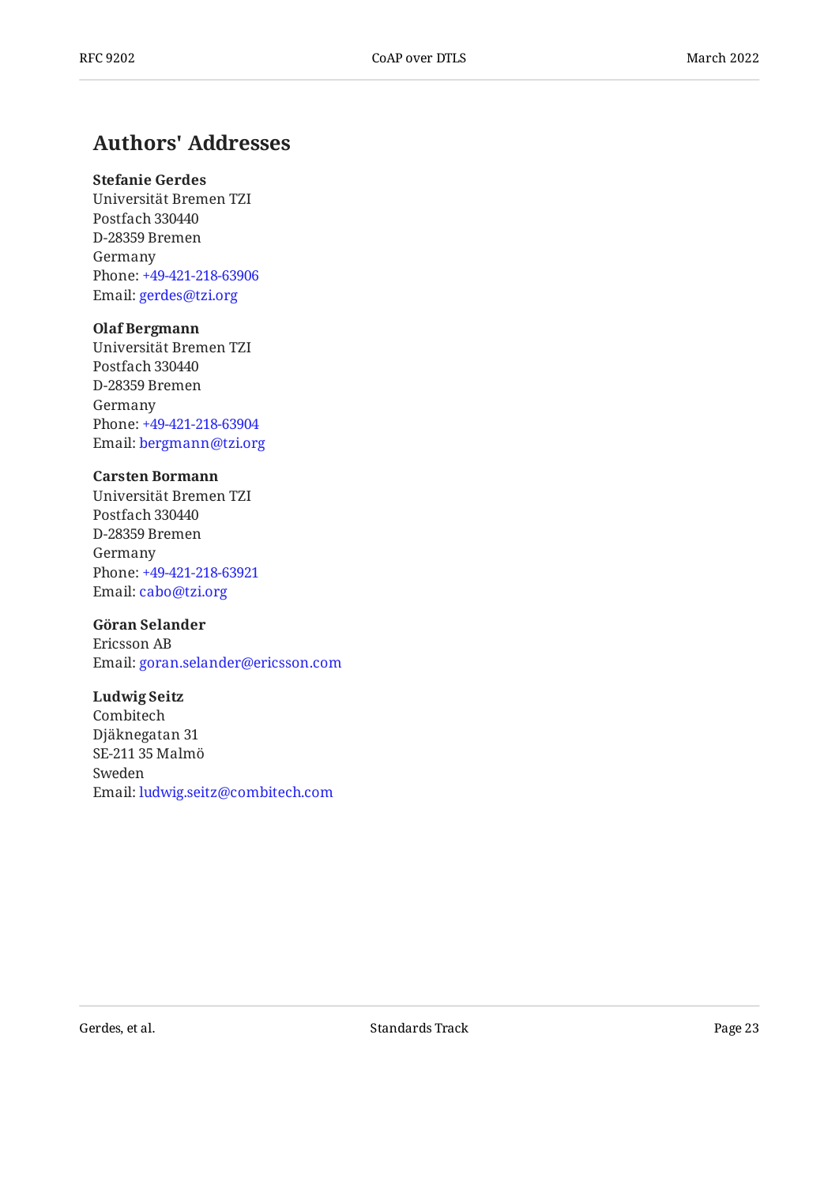## Authors' Addresses

**Stefanie Gerdes**
Universität Bremen TZI
Postfach 330440
D-28359 Bremen
Germany
Phone: +49-421-218-63906
Email: gerdes@tzi.org

**Olaf Bergmann**
Universität Bremen TZI
Postfach 330440
D-28359 Bremen
Germany
Phone: +49-421-218-63904
Email: bergmann@tzi.org

**Carsten Bormann**
Universität Bremen TZI
Postfach 330440
D-28359 Bremen
Germany
Phone: +49-421-218-63921
Email: cabo@tzi.org

**Göran Selander**
Ericsson AB
Email: goran.selander@ericsson.com

**Ludwig Seitz**
Combitech
Djäknegatan 31
SE-211 35 Malmö
Sweden
Email: ludwig.seitz@combitech.com